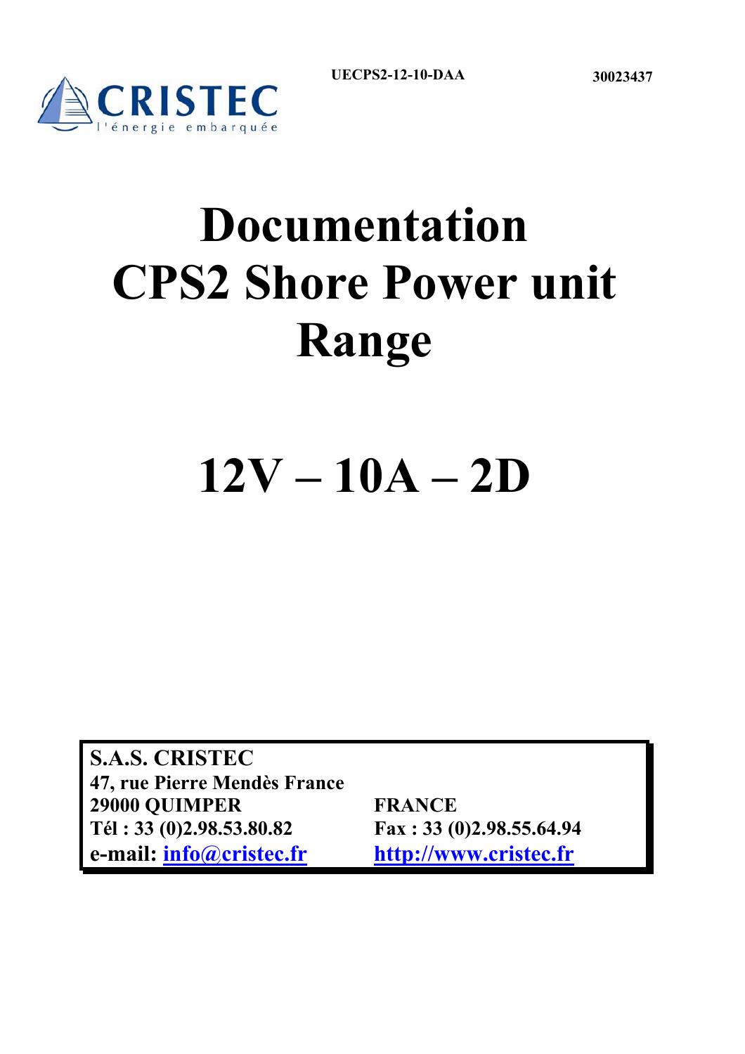CRISTEC
l'énergie embarquée

UECPS2-12-10-DAA 30023437

# Documentation CPS2 Shore Power unit Range

# 12V – 10A – 2D

**S.A.S. CRISTEC**
**47, rue Pierre Mendès France**
**29000 QUIMPER** **FRANCE**
**Tél : 33 (0)2.98.53.80.82** **Fax : 33 (0)2.98.55.64.94**
**e-mail: info@cristec.fr** **http://www.cristec.fr**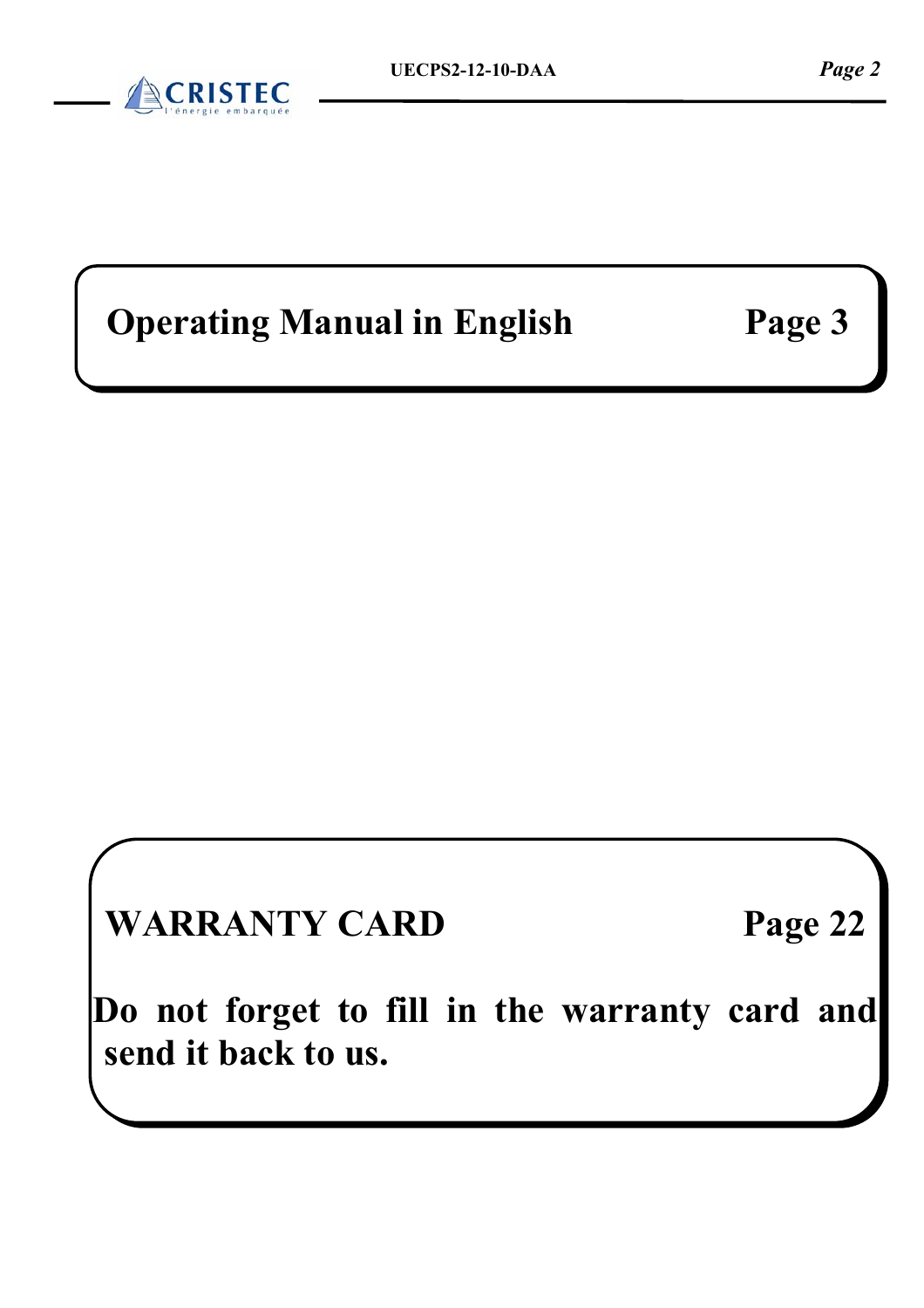**Operating Manual in English** **Page 3**

**WARRANTY CARD** **Page 22**

**Do not forget to fill in the warranty card and send it back to us.**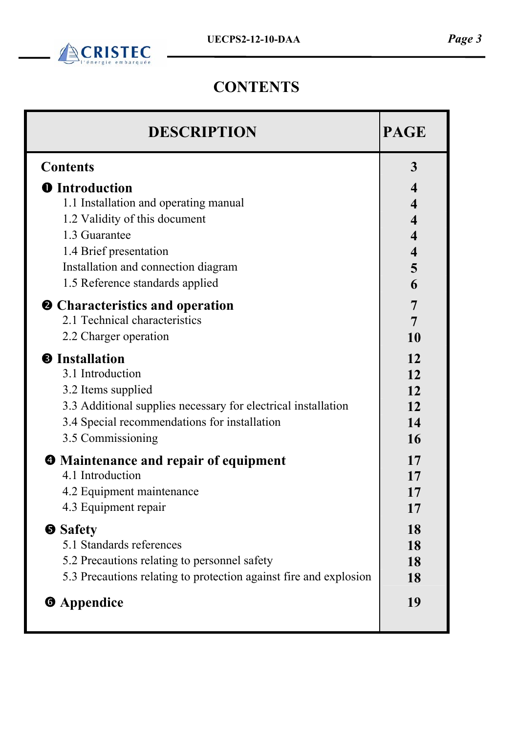# CONTENTS

| DESCRIPTION | PAGE |
|---|---|
| **Contents** | **3** |
| **❶ Introduction** | **4** |
| 1.1 Installation and operating manual | **4** |
| 1.2 Validity of this document | **4** |
| 1.3 Guarantee | **4** |
| 1.4 Brief presentation | **4** |
| Installation and connection diagram | **5** |
| 1.5 Reference standards applied | **6** |
| **❷ Characteristics and operation** | **7** |
| 2.1 Technical characteristics | **7** |
| 2.2 Charger operation | **10** |
| **❸ Installation** | **12** |
| 3.1 Introduction | **12** |
| 3.2 Items supplied | **12** |
| 3.3 Additional supplies necessary for electrical installation | **12** |
| 3.4 Special recommendations for installation | **14** |
| 3.5 Commissioning | **16** |
| **❹ Maintenance and repair of equipment** | **17** |
| 4.1 Introduction | **17** |
| 4.2 Equipment maintenance | **17** |
| 4.3 Equipment repair | **17** |
| **❺ Safety** | **18** |
| 5.1 Standards references | **18** |
| 5.2 Precautions relating to personnel safety | **18** |
| 5.3 Precautions relating to protection against fire and explosion | **18** |
| **❻ Appendice** | **19** |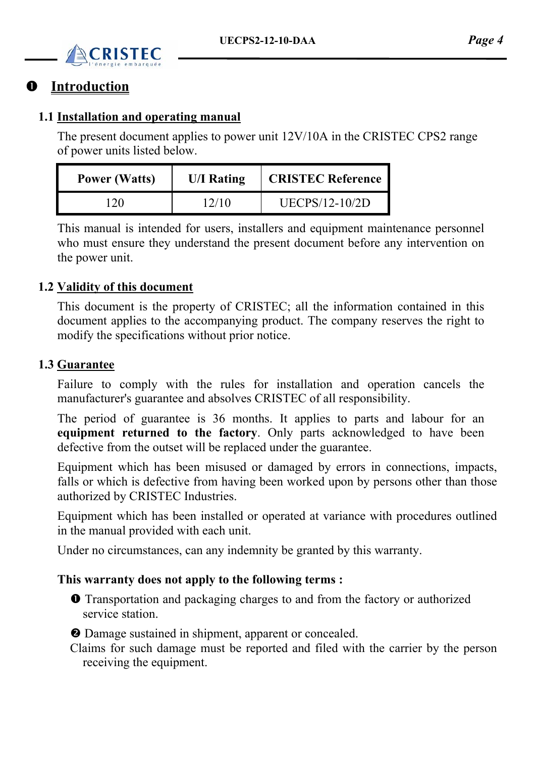# ❶ Introduction

## 1.1 Installation and operating manual

The present document applies to power unit 12V/10A in the CRISTEC CPS2 range of power units listed below.

| Power (Watts) | U/I Rating | CRISTEC Reference |
|---|---|---|
| 120 | 12/10 | UECPS/12-10/2D |

This manual is intended for users, installers and equipment maintenance personnel who must ensure they understand the present document before any intervention on the power unit.

## 1.2 Validity of this document

This document is the property of CRISTEC; all the information contained in this document applies to the accompanying product. The company reserves the right to modify the specifications without prior notice.

## 1.3 Guarantee

Failure to comply with the rules for installation and operation cancels the manufacturer's guarantee and absolves CRISTEC of all responsibility.

The period of guarantee is 36 months. It applies to parts and labour for an **equipment returned to the factory**. Only parts acknowledged to have been defective from the outset will be replaced under the guarantee.

Equipment which has been misused or damaged by errors in connections, impacts, falls or which is defective from having been worked upon by persons other than those authorized by CRISTEC Industries.

Equipment which has been installed or operated at variance with procedures outlined in the manual provided with each unit.

Under no circumstances, can any indemnity be granted by this warranty.

**This warranty does not apply to the following terms :**

❶ Transportation and packaging charges to and from the factory or authorized service station.

❷ Damage sustained in shipment, apparent or concealed.
Claims for such damage must be reported and filed with the carrier by the person receiving the equipment.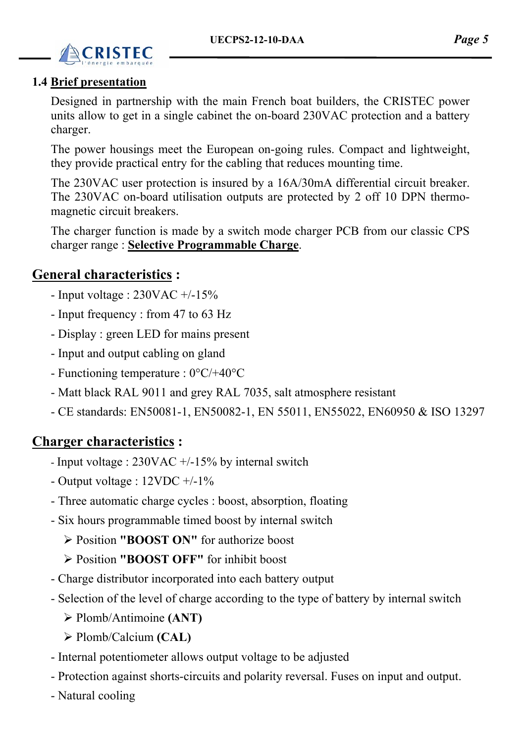## 1.4 Brief presentation

Designed in partnership with the main French boat builders, the CRISTEC power units allow to get in a single cabinet the on-board 230VAC protection and a battery charger.

The power housings meet the European on-going rules. Compact and lightweight, they provide practical entry for the cabling that reduces mounting time.

The 230VAC user protection is insured by a 16A/30mA differential circuit breaker. The 230VAC on-board utilisation outputs are protected by 2 off 10 DPN thermo-magnetic circuit breakers.

The charger function is made by a switch mode charger PCB from our classic CPS charger range : **Selective Programmable Charge**.

## General characteristics :

- Input voltage : 230VAC +/-15%
- Input frequency : from 47 to 63 Hz
- Display : green LED for mains present
- Input and output cabling on gland
- Functioning temperature : 0°C/+40°C
- Matt black RAL 9011 and grey RAL 7035, salt atmosphere resistant
- CE standards: EN50081-1, EN50082-1, EN 55011, EN55022, EN60950 & ISO 13297

## Charger characteristics :

- Input voltage : 230VAC +/-15% by internal switch
- Output voltage : 12VDC +/-1%
- Three automatic charge cycles : boost, absorption, floating
- Six hours programmable timed boost by internal switch
  - Position **"BOOST ON"** for authorize boost
  - Position **"BOOST OFF"** for inhibit boost
- Charge distributor incorporated into each battery output
- Selection of the level of charge according to the type of battery by internal switch
  - Plomb/Antimoine **(ANT)**
  - Plomb/Calcium **(CAL)**
- Internal potentiometer allows output voltage to be adjusted
- Protection against shorts-circuits and polarity reversal. Fuses on input and output.
- Natural cooling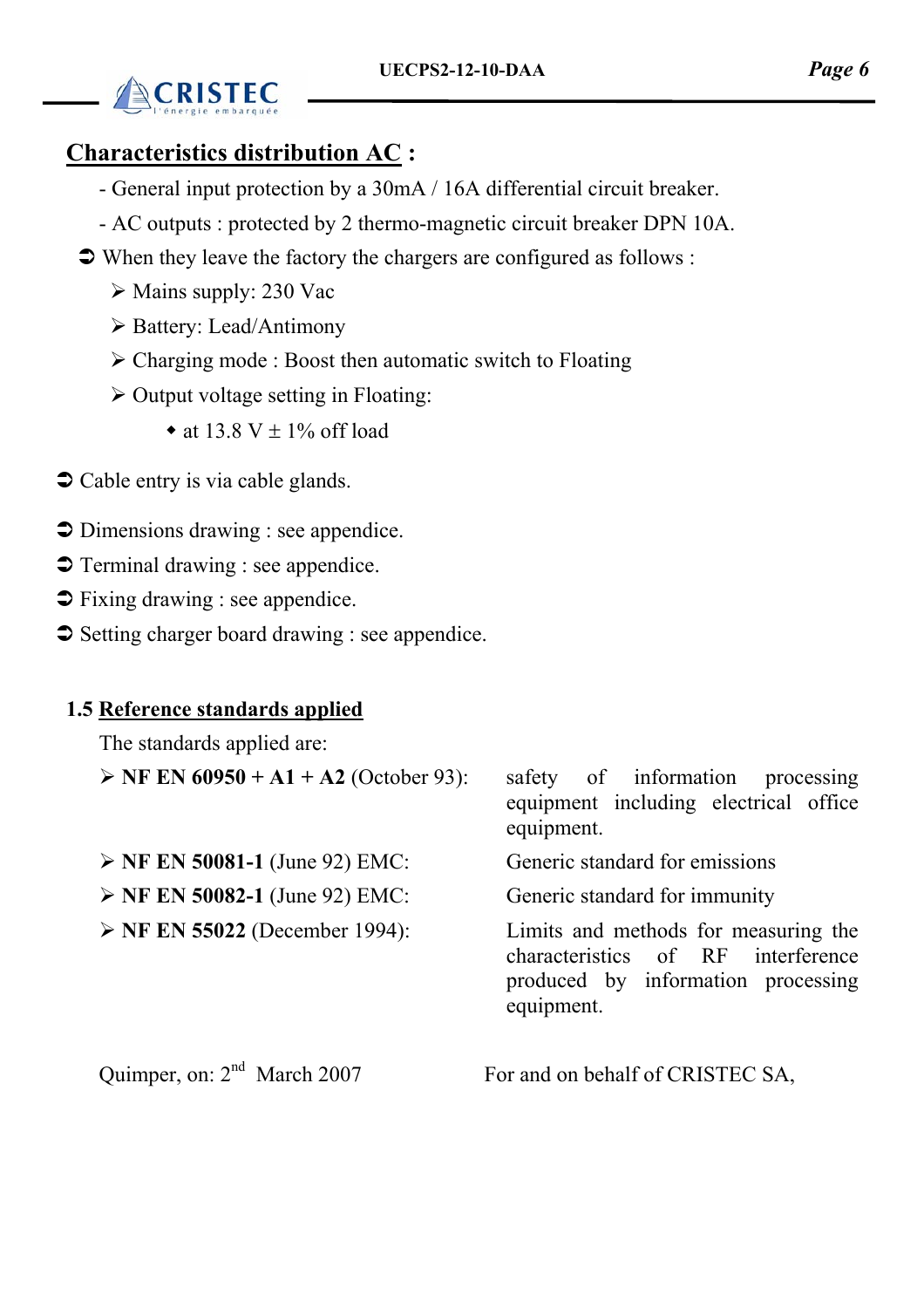## Characteristics distribution AC :

- General input protection by a 30mA / 16A differential circuit breaker.
- AC outputs : protected by 2 thermo-magnetic circuit breaker DPN 10A.

➲ When they leave the factory the chargers are configured as follows :

- Mains supply: 230 Vac
- Battery: Lead/Antimony
- Charging mode : Boost then automatic switch to Floating
- Output voltage setting in Floating:
  - at 13.8 V ± 1% off load

➲ Cable entry is via cable glands.

➲ Dimensions drawing : see appendice.

➲ Terminal drawing : see appendice.

➲ Fixing drawing : see appendice.

➲ Setting charger board drawing : see appendice.

### 1.5 Reference standards applied

The standards applied are:

| | |
|---|---|
| **NF EN 60950 + A1 + A2** (October 93): | safety of information processing equipment including electrical office equipment. |
| **NF EN 50081-1** (June 92) EMC: | Generic standard for emissions |
| **NF EN 50082-1** (June 92) EMC: | Generic standard for immunity |
| **NF EN 55022** (December 1994): | Limits and methods for measuring the characteristics of RF interference produced by information processing equipment. |

Quimper, on: 2nd March 2007

For and on behalf of CRISTEC SA,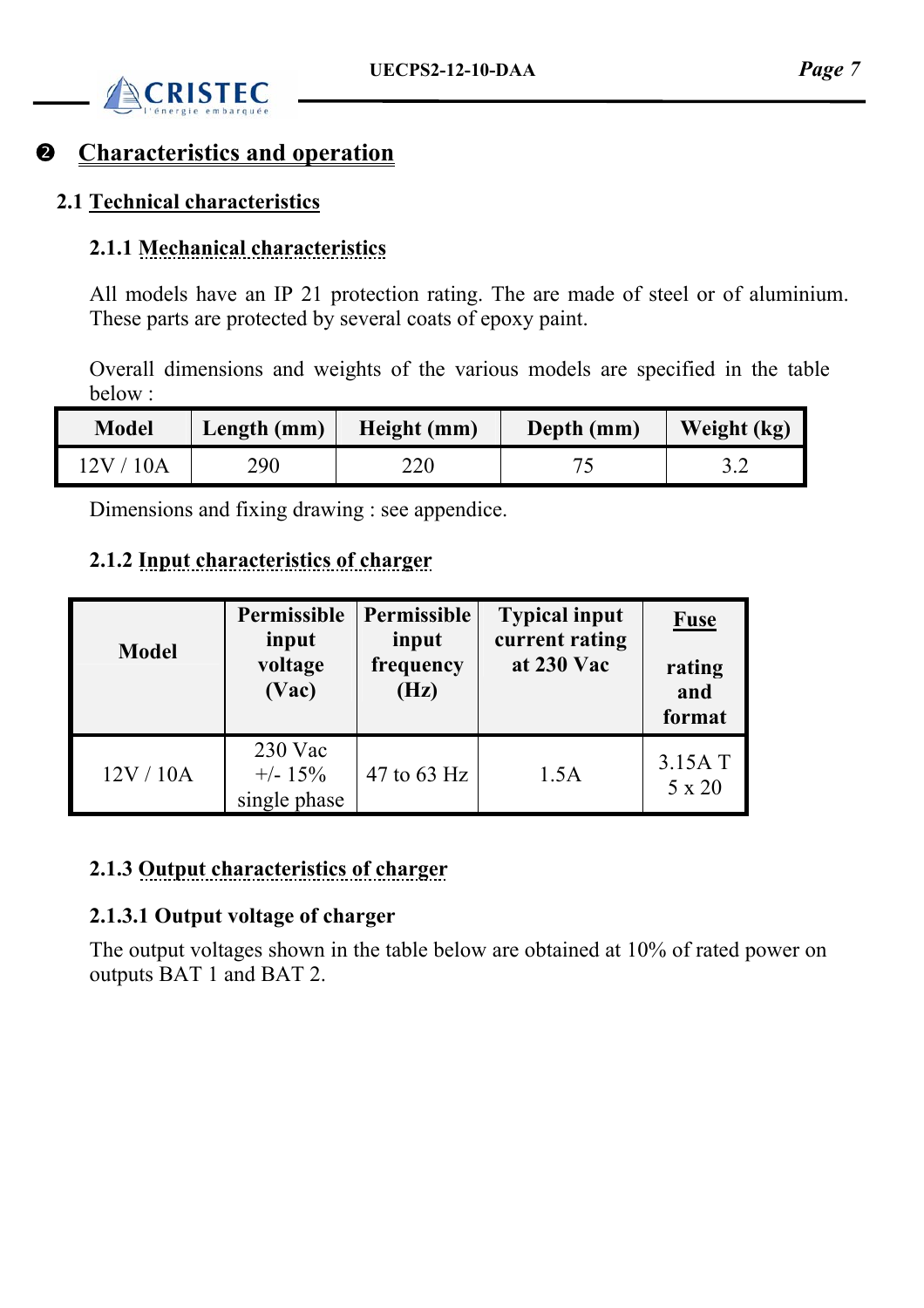# ❷ Characteristics and operation

## 2.1 Technical characteristics

### 2.1.1 Mechanical characteristics

All models have an IP 21 protection rating. The are made of steel or of aluminium. These parts are protected by several coats of epoxy paint.

Overall dimensions and weights of the various models are specified in the table below :

| Model | Length (mm) | Height (mm) | Depth (mm) | Weight (kg) |
|---|---|---|---|---|
| 12V / 10A | 290 | 220 | 75 | 3.2 |

Dimensions and fixing drawing : see appendice.

### 2.1.2 Input characteristics of charger

| Model | Permissible input voltage (Vac) | Permissible input frequency (Hz) | Typical input current rating at 230 Vac | Fuse rating and format |
|---|---|---|---|---|
| 12V / 10A | 230 Vac +/- 15% single phase | 47 to 63 Hz | 1.5A | 3.15A T 5 x 20 |

### 2.1.3 Output characteristics of charger

#### 2.1.3.1 Output voltage of charger

The output voltages shown in the table below are obtained at 10% of rated power on outputs BAT 1 and BAT 2.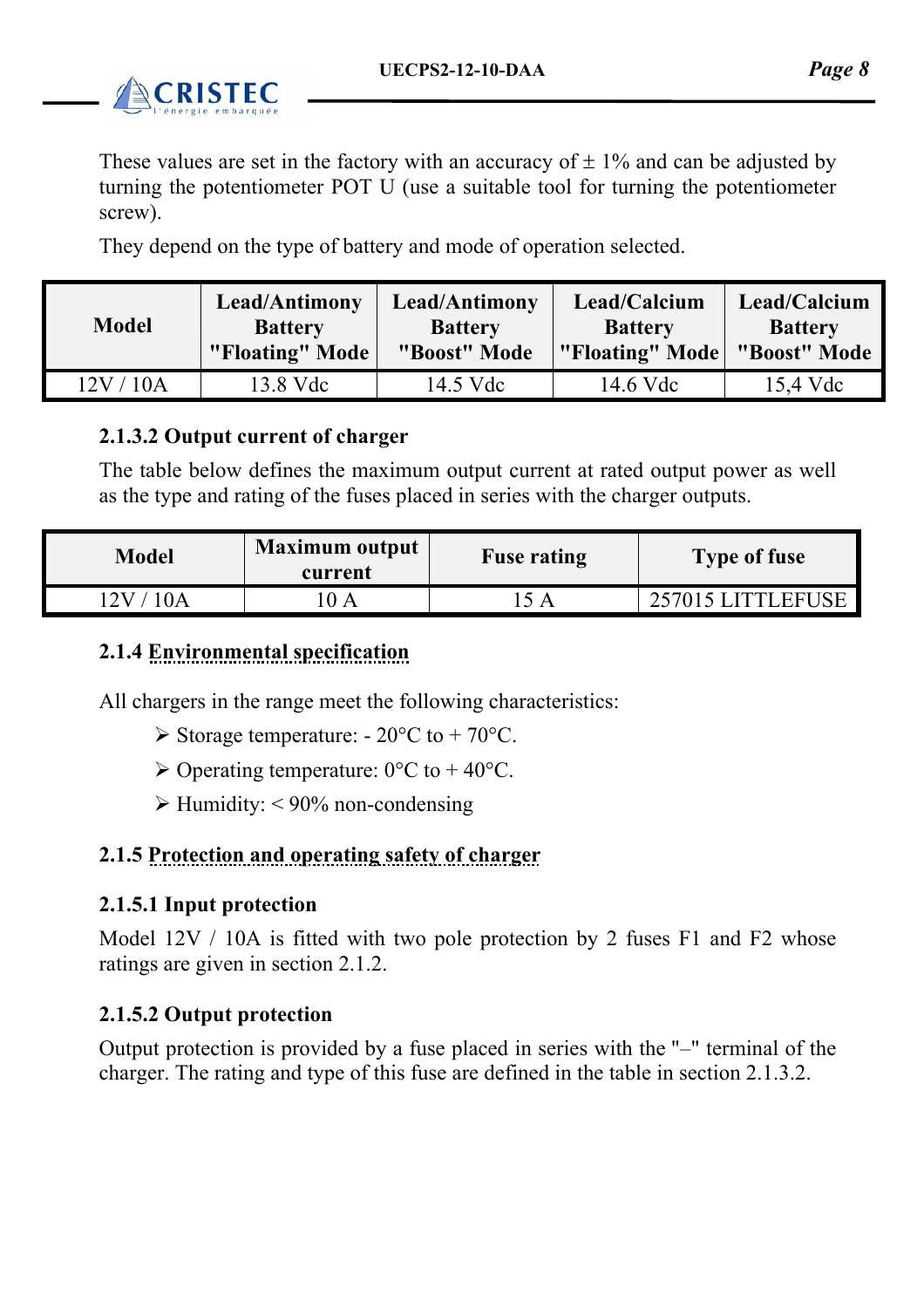These values are set in the factory with an accuracy of ± 1% and can be adjusted by turning the potentiometer POT U (use a suitable tool for turning the potentiometer screw).

They depend on the type of battery and mode of operation selected.

| Model | Lead/Antimony Battery "Floating" Mode | Lead/Antimony Battery "Boost" Mode | Lead/Calcium Battery "Floating" Mode | Lead/Calcium Battery "Boost" Mode |
|---|---|---|---|---|
| 12V / 10A | 13.8 Vdc | 14.5 Vdc | 14.6 Vdc | 15,4 Vdc |

#### 2.1.3.2 Output current of charger

The table below defines the maximum output current at rated output power as well as the type and rating of the fuses placed in series with the charger outputs.

| Model | Maximum output current | Fuse rating | Type of fuse |
|---|---|---|---|
| 12V / 10A | 10 A | 15 A | 257015 LITTLEFUSE |

### 2.1.4 Environmental specification

All chargers in the range meet the following characteristics:

- Storage temperature: - 20°C to + 70°C.
- Operating temperature: 0°C to + 40°C.
- Humidity: < 90% non-condensing

### 2.1.5 Protection and operating safety of charger

#### 2.1.5.1 Input protection

Model 12V / 10A is fitted with two pole protection by 2 fuses F1 and F2 whose ratings are given in section 2.1.2.

#### 2.1.5.2 Output protection

Output protection is provided by a fuse placed in series with the "–" terminal of the charger. The rating and type of this fuse are defined in the table in section 2.1.3.2.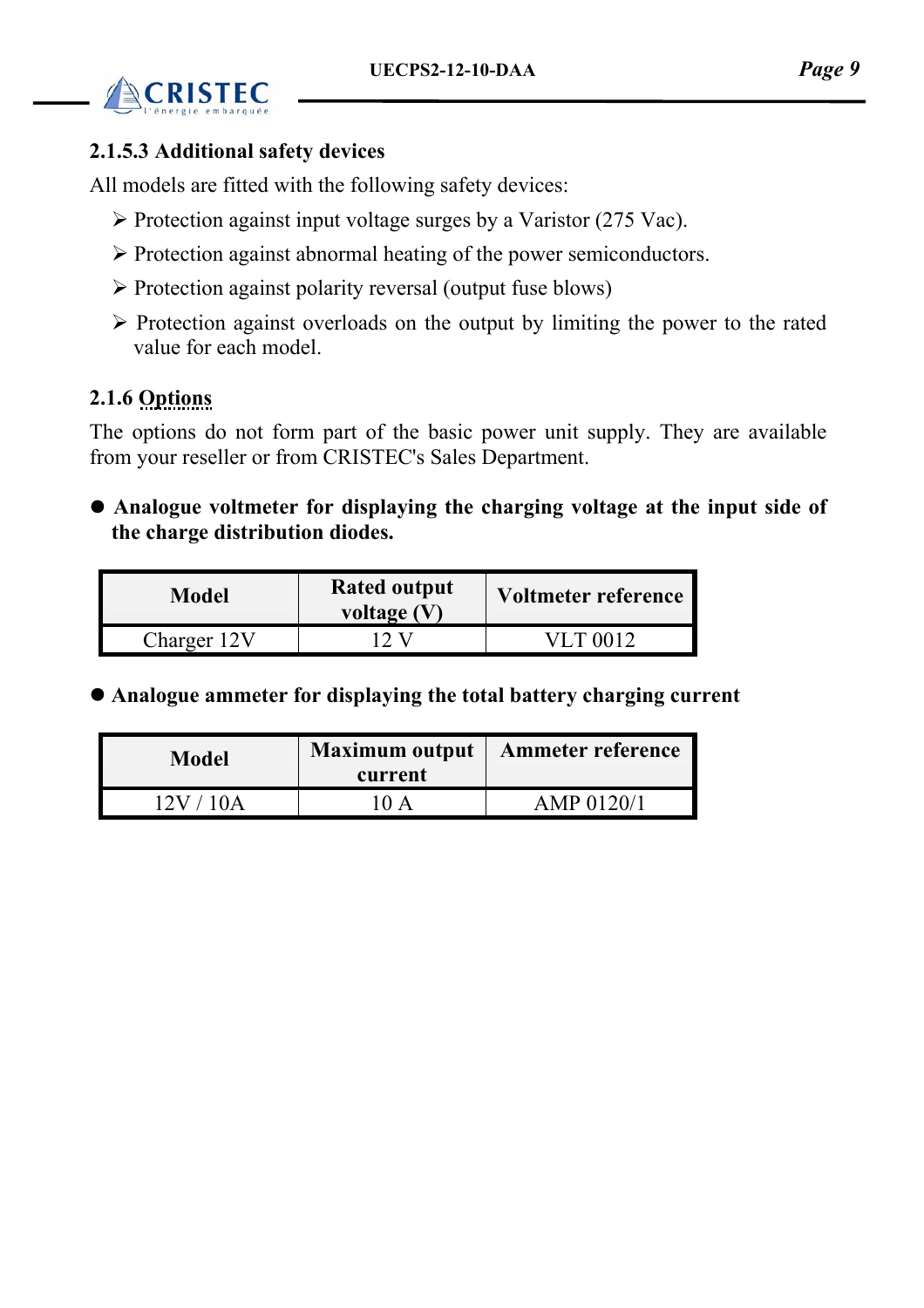### 2.1.5.3 Additional safety devices

All models are fitted with the following safety devices:

- Protection against input voltage surges by a Varistor (275 Vac).
- Protection against abnormal heating of the power semiconductors.
- Protection against polarity reversal (output fuse blows)
- Protection against overloads on the output by limiting the power to the rated value for each model.

### 2.1.6 Options

The options do not form part of the basic power unit supply. They are available from your reseller or from CRISTEC's Sales Department.

- **Analogue voltmeter for displaying the charging voltage at the input side of the charge distribution diodes.**

| Model | Rated output voltage (V) | Voltmeter reference |
|---|---|---|
| Charger 12V | 12 V | VLT 0012 |

- **Analogue ammeter for displaying the total battery charging current**

| Model | Maximum output current | Ammeter reference |
|---|---|---|
| 12V / 10A | 10 A | AMP 0120/1 |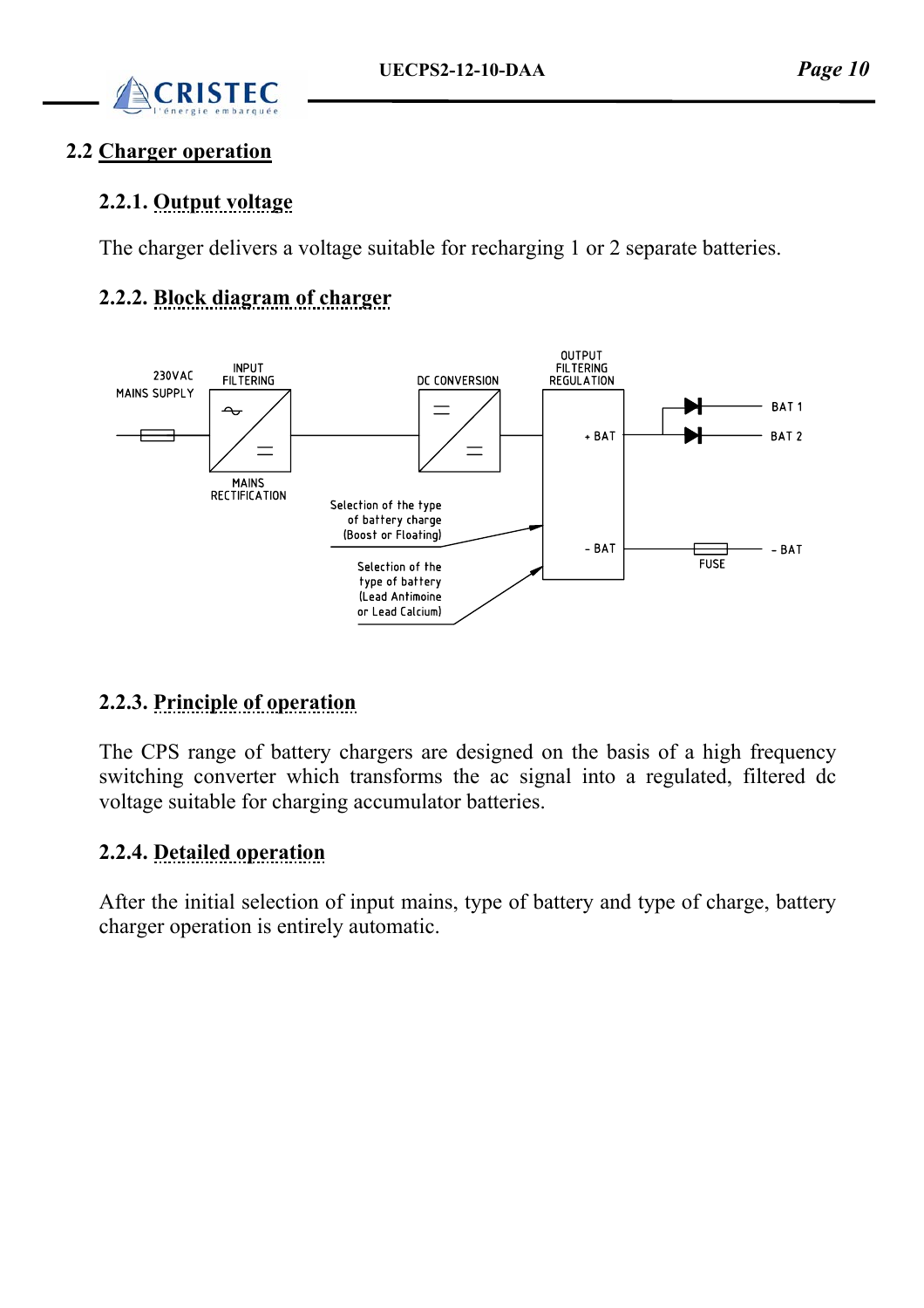## 2.2 Charger operation

### 2.2.1. Output voltage

The charger delivers a voltage suitable for recharging 1 or 2 separate batteries.

### 2.2.2. Block diagram of charger

230VAC MAINS SUPPLY

INPUT FILTERING

MAINS RECTIFICATION

DC CONVERSION

OUTPUT FILTERING REGULATION

+ BAT

- BAT

BAT 1

BAT 2

FUSE

- BAT

Selection of the type of battery charge (Boost or Floating)

Selection of the type of battery (Lead Antimoine or Lead Calcium)

### 2.2.3. Principle of operation

The CPS range of battery chargers are designed on the basis of a high frequency switching converter which transforms the ac signal into a regulated, filtered dc voltage suitable for charging accumulator batteries.

### 2.2.4. Detailed operation

After the initial selection of input mains, type of battery and type of charge, battery charger operation is entirely automatic.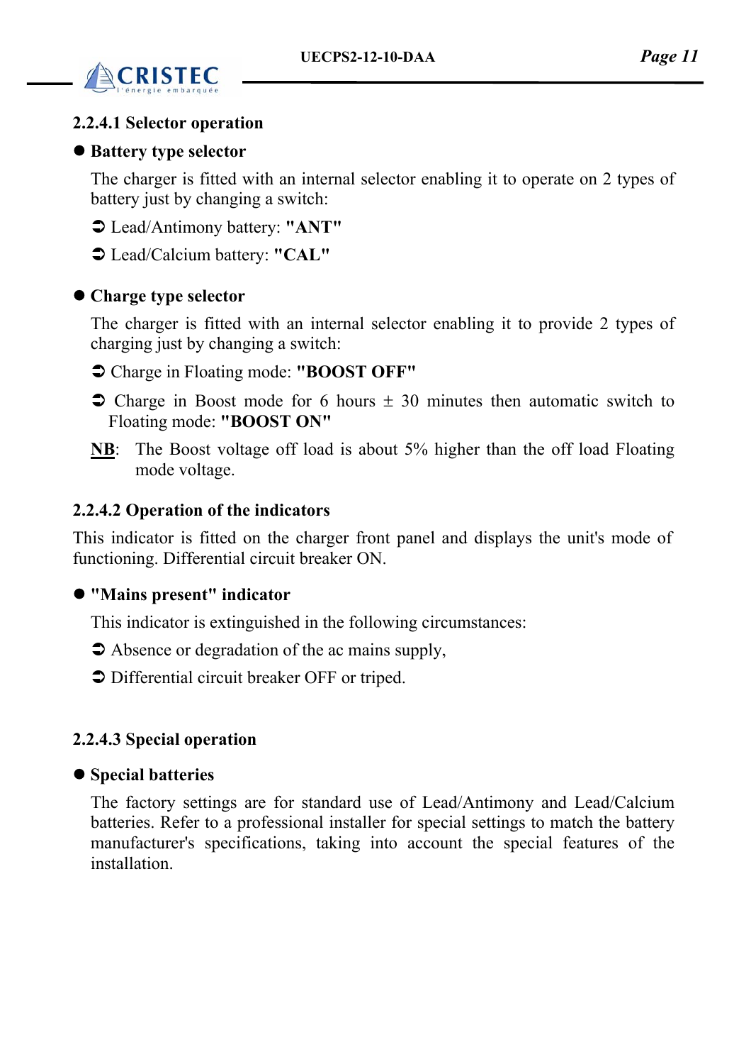### 2.2.4.1 Selector operation

- **Battery type selector**

  The charger is fitted with an internal selector enabling it to operate on 2 types of battery just by changing a switch:

  ➲ Lead/Antimony battery: **"ANT"**

  ➲ Lead/Calcium battery: **"CAL"**

- **Charge type selector**

  The charger is fitted with an internal selector enabling it to provide 2 types of charging just by changing a switch:

  ➲ Charge in Floating mode: **"BOOST OFF"**

  ➲ Charge in Boost mode for 6 hours ± 30 minutes then automatic switch to Floating mode: **"BOOST ON"**

  **NB**: The Boost voltage off load is about 5% higher than the off load Floating mode voltage.

### 2.2.4.2 Operation of the indicators

This indicator is fitted on the charger front panel and displays the unit's mode of functioning. Differential circuit breaker ON.

- **"Mains present" indicator**

  This indicator is extinguished in the following circumstances:

  ➲ Absence or degradation of the ac mains supply,

  ➲ Differential circuit breaker OFF or triped.

### 2.2.4.3 Special operation

- **Special batteries**

  The factory settings are for standard use of Lead/Antimony and Lead/Calcium batteries. Refer to a professional installer for special settings to match the battery manufacturer's specifications, taking into account the special features of the installation.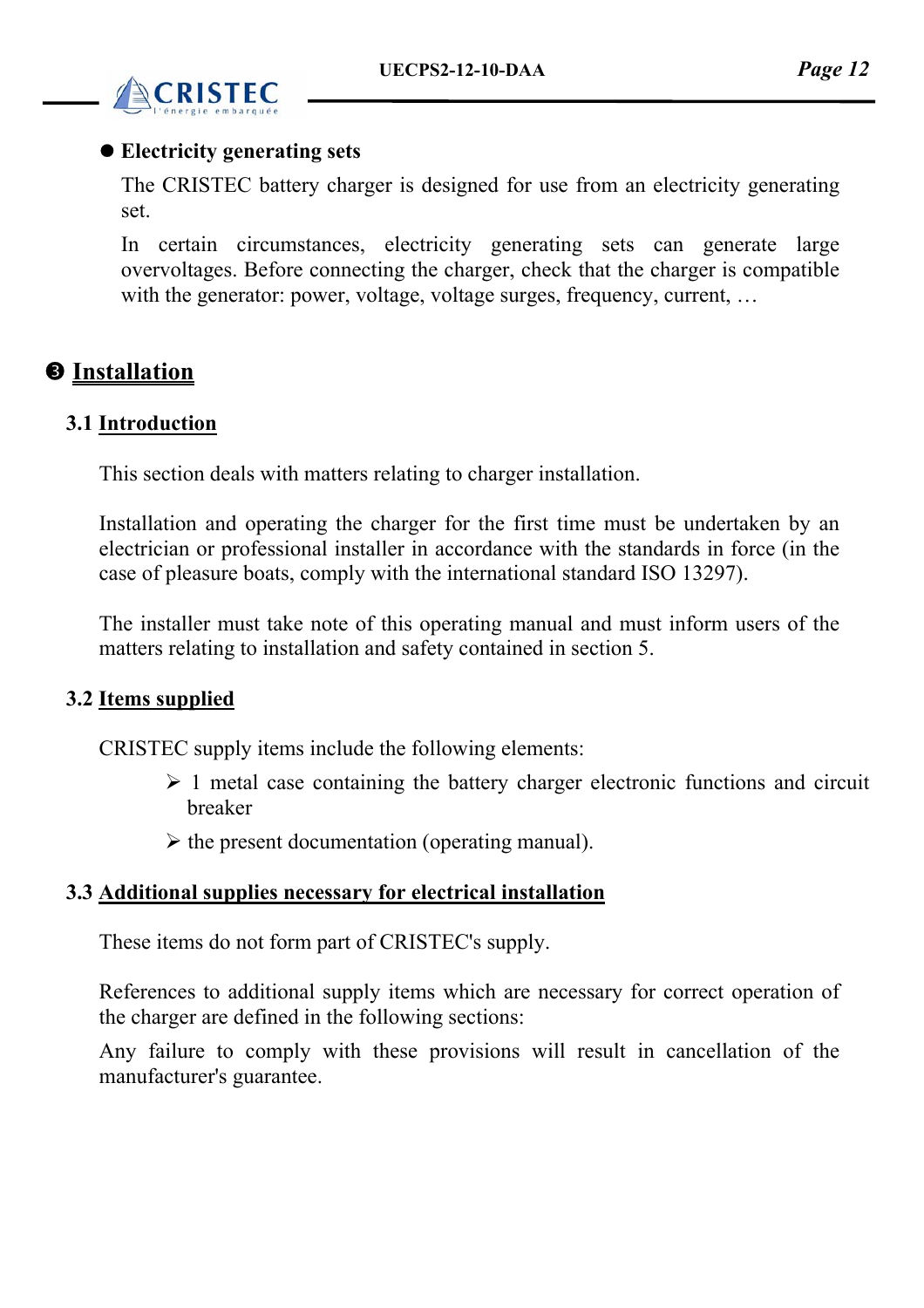- **Electricity generating sets**

  The CRISTEC battery charger is designed for use from an electricity generating set.

  In certain circumstances, electricity generating sets can generate large overvoltages. Before connecting the charger, check that the charger is compatible with the generator: power, voltage, voltage surges, frequency, current, …

# ❸ Installation

## 3.1 Introduction

This section deals with matters relating to charger installation.

Installation and operating the charger for the first time must be undertaken by an electrician or professional installer in accordance with the standards in force (in the case of pleasure boats, comply with the international standard ISO 13297).

The installer must take note of this operating manual and must inform users of the matters relating to installation and safety contained in section 5.

## 3.2 Items supplied

CRISTEC supply items include the following elements:

- 1 metal case containing the battery charger electronic functions and circuit breaker
- the present documentation (operating manual).

## 3.3 Additional supplies necessary for electrical installation

These items do not form part of CRISTEC's supply.

References to additional supply items which are necessary for correct operation of the charger are defined in the following sections:

Any failure to comply with these provisions will result in cancellation of the manufacturer's guarantee.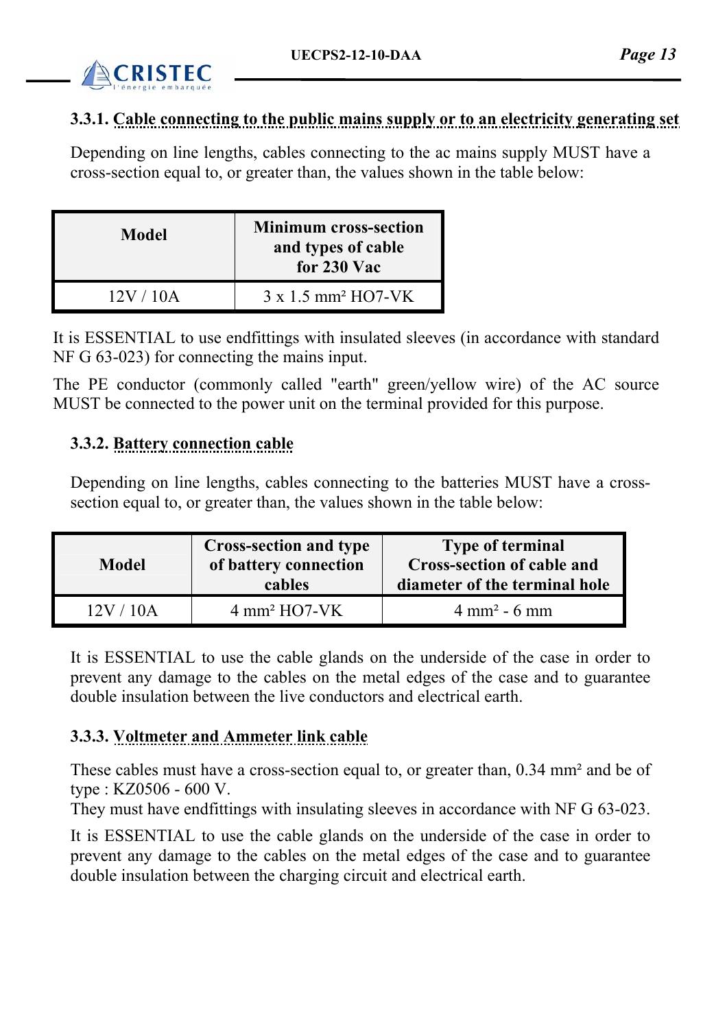### 3.3.1. Cable connecting to the public mains supply or to an electricity generating set

Depending on line lengths, cables connecting to the ac mains supply MUST have a cross-section equal to, or greater than, the values shown in the table below:

| Model | Minimum cross-section and types of cable for 230 Vac |
|---|---|
| 12V / 10A | 3 x 1.5 mm² HO7-VK |

It is ESSENTIAL to use endfittings with insulated sleeves (in accordance with standard NF G 63-023) for connecting the mains input.

The PE conductor (commonly called "earth" green/yellow wire) of the AC source MUST be connected to the power unit on the terminal provided for this purpose.

### 3.3.2. Battery connection cable

Depending on line lengths, cables connecting to the batteries MUST have a cross-section equal to, or greater than, the values shown in the table below:

| Model | Cross-section and type of battery connection cables | Type of terminal Cross-section of cable and diameter of the terminal hole |
|---|---|---|
| 12V / 10A | 4 mm² HO7-VK | 4 mm² - 6 mm |

It is ESSENTIAL to use the cable glands on the underside of the case in order to prevent any damage to the cables on the metal edges of the case and to guarantee double insulation between the live conductors and electrical earth.

### 3.3.3. Voltmeter and Ammeter link cable

These cables must have a cross-section equal to, or greater than, 0.34 mm² and be of type : KZ0506 - 600 V.
They must have endfittings with insulating sleeves in accordance with NF G 63-023.

It is ESSENTIAL to use the cable glands on the underside of the case in order to prevent any damage to the cables on the metal edges of the case and to guarantee double insulation between the charging circuit and electrical earth.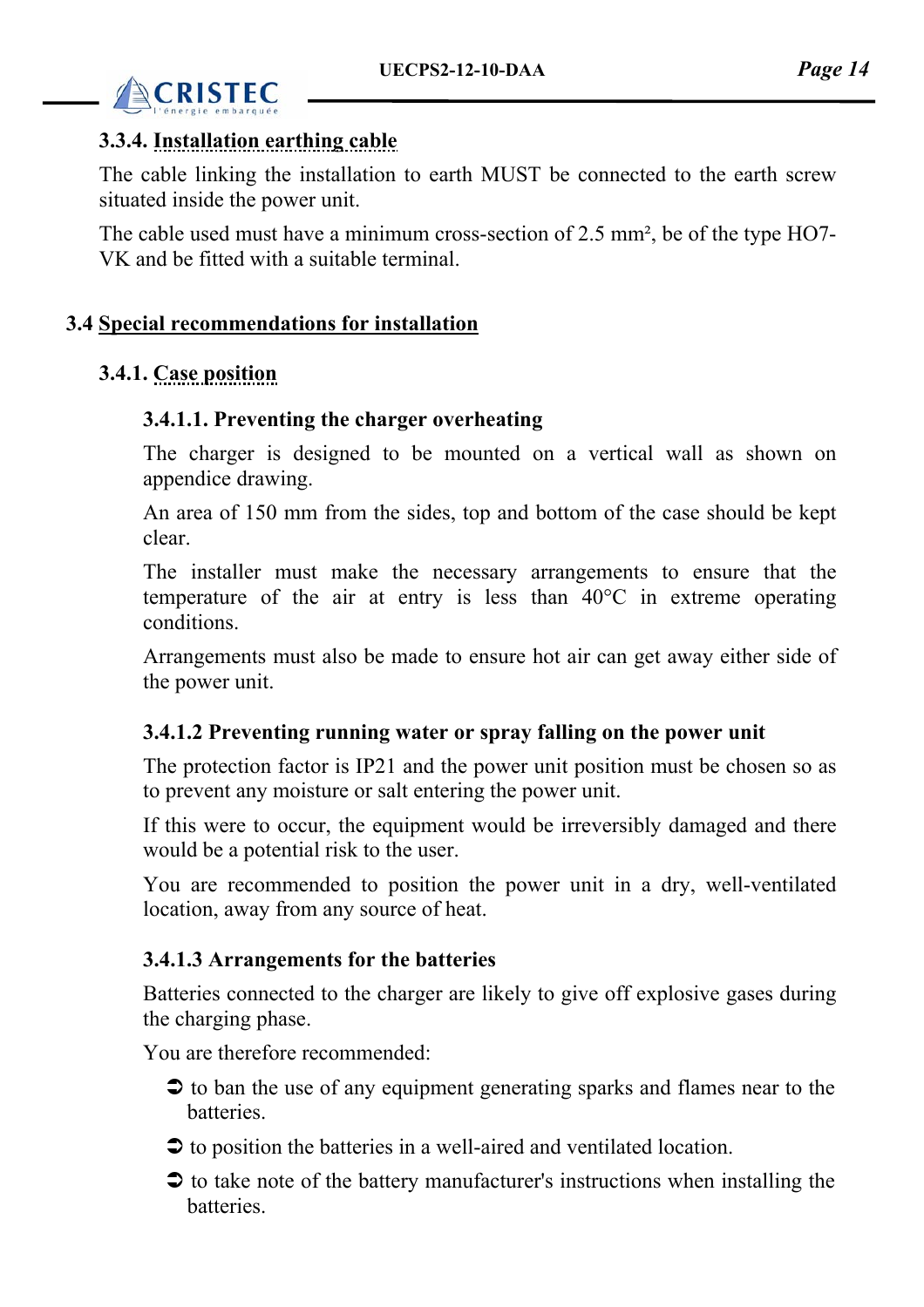### 3.3.4. Installation earthing cable

The cable linking the installation to earth MUST be connected to the earth screw situated inside the power unit.

The cable used must have a minimum cross-section of 2.5 mm², be of the type HO7-VK and be fitted with a suitable terminal.

## 3.4 Special recommendations for installation

### 3.4.1. Case position

#### 3.4.1.1. Preventing the charger overheating

The charger is designed to be mounted on a vertical wall as shown on appendice drawing.

An area of 150 mm from the sides, top and bottom of the case should be kept clear.

The installer must make the necessary arrangements to ensure that the temperature of the air at entry is less than 40°C in extreme operating conditions.

Arrangements must also be made to ensure hot air can get away either side of the power unit.

#### 3.4.1.2 Preventing running water or spray falling on the power unit

The protection factor is IP21 and the power unit position must be chosen so as to prevent any moisture or salt entering the power unit.

If this were to occur, the equipment would be irreversibly damaged and there would be a potential risk to the user.

You are recommended to position the power unit in a dry, well-ventilated location, away from any source of heat.

#### 3.4.1.3 Arrangements for the batteries

Batteries connected to the charger are likely to give off explosive gases during the charging phase.

You are therefore recommended:

- to ban the use of any equipment generating sparks and flames near to the batteries.
- to position the batteries in a well-aired and ventilated location.
- to take note of the battery manufacturer's instructions when installing the batteries.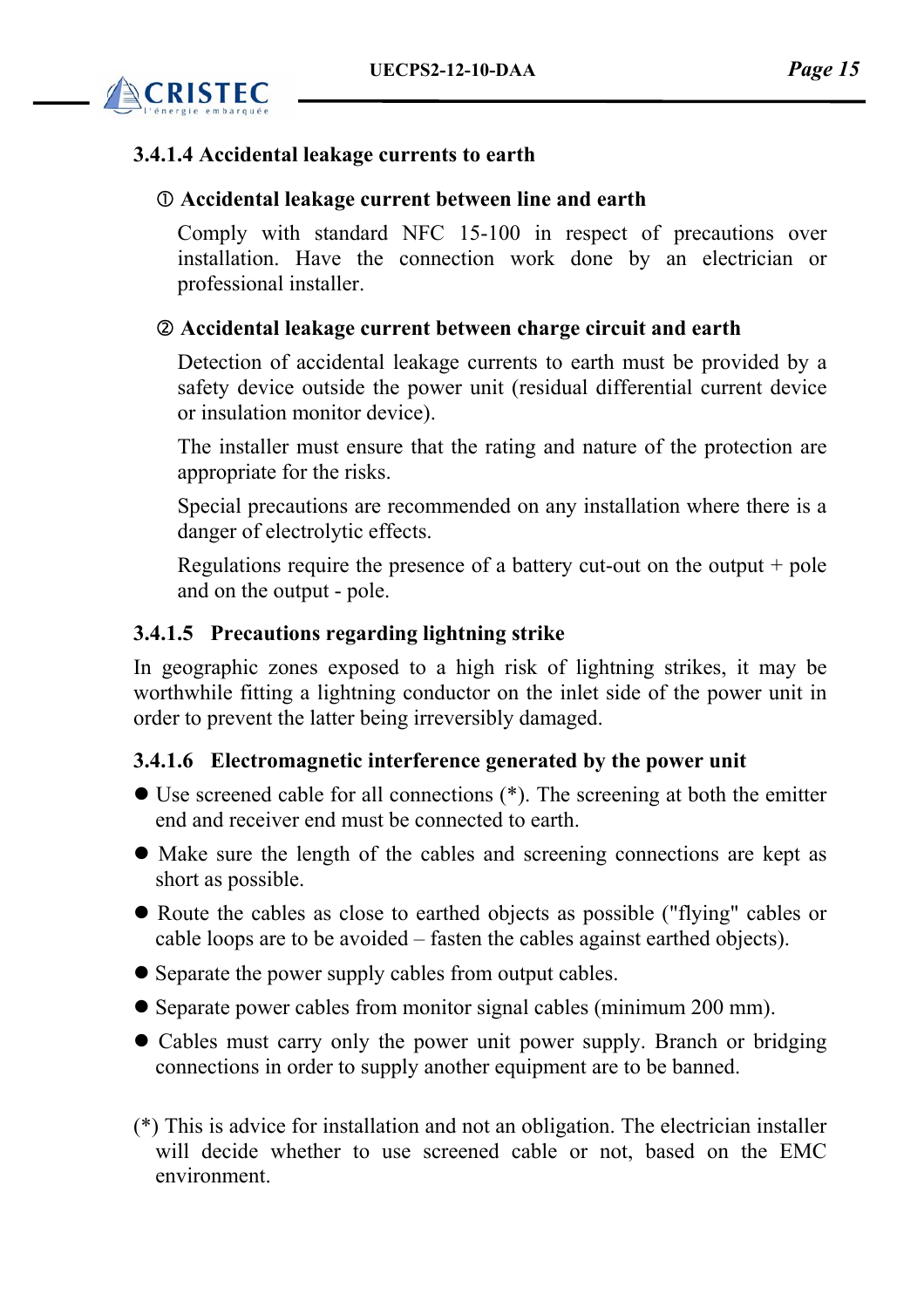#### 3.4.1.4 Accidental leakage currents to earth

**① Accidental leakage current between line and earth**

Comply with standard NFC 15-100 in respect of precautions over installation. Have the connection work done by an electrician or professional installer.

**② Accidental leakage current between charge circuit and earth**

Detection of accidental leakage currents to earth must be provided by a safety device outside the power unit (residual differential current device or insulation monitor device).

The installer must ensure that the rating and nature of the protection are appropriate for the risks.

Special precautions are recommended on any installation where there is a danger of electrolytic effects.

Regulations require the presence of a battery cut-out on the output + pole and on the output - pole.

#### 3.4.1.5 Precautions regarding lightning strike

In geographic zones exposed to a high risk of lightning strikes, it may be worthwhile fitting a lightning conductor on the inlet side of the power unit in order to prevent the latter being irreversibly damaged.

#### 3.4.1.6 Electromagnetic interference generated by the power unit

- Use screened cable for all connections (*). The screening at both the emitter end and receiver end must be connected to earth.
- Make sure the length of the cables and screening connections are kept as short as possible.
- Route the cables as close to earthed objects as possible ("flying" cables or cable loops are to be avoided – fasten the cables against earthed objects).
- Separate the power supply cables from output cables.
- Separate power cables from monitor signal cables (minimum 200 mm).
- Cables must carry only the power unit power supply. Branch or bridging connections in order to supply another equipment are to be banned.

(*) This is advice for installation and not an obligation. The electrician installer will decide whether to use screened cable or not, based on the EMC environment.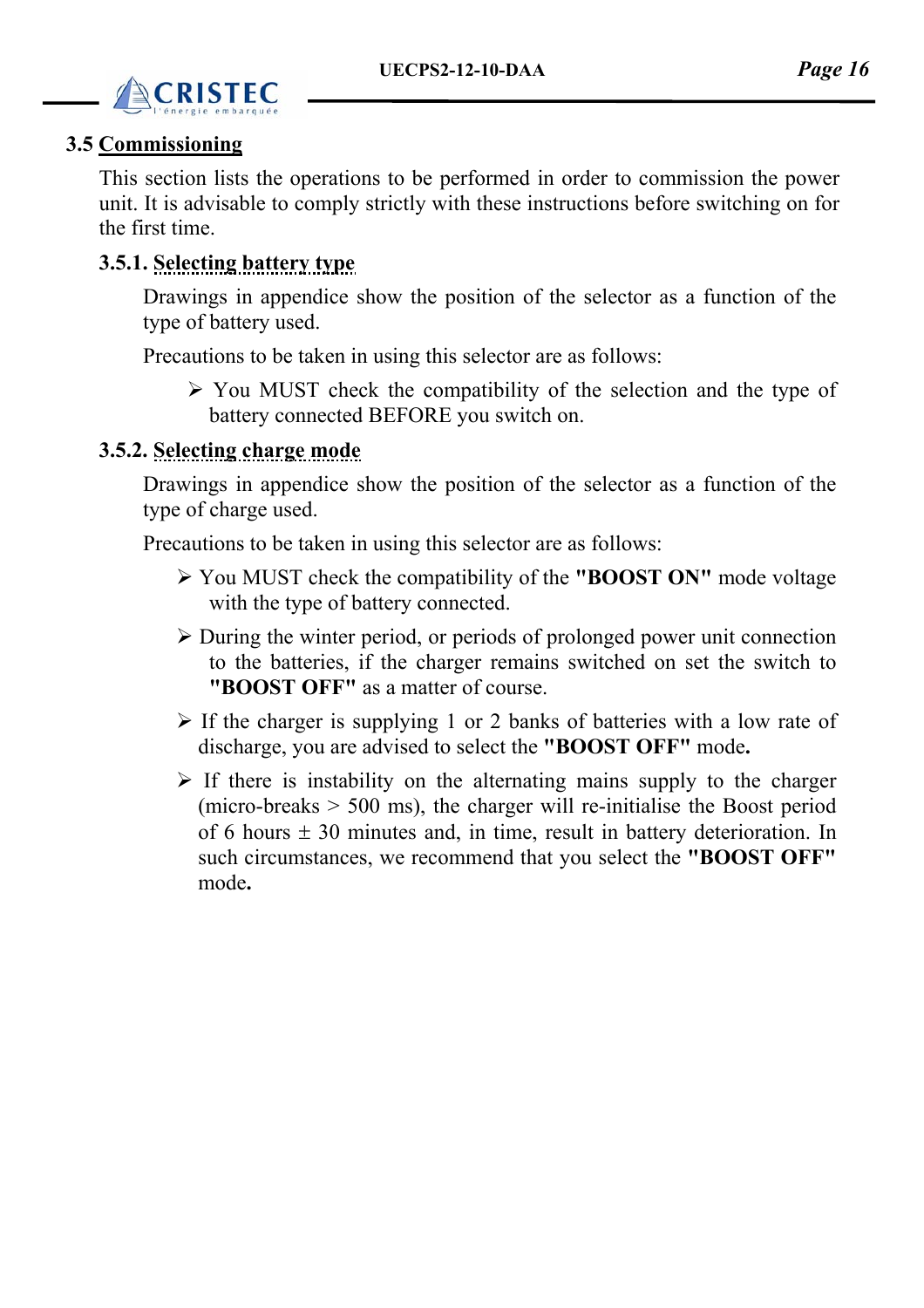## 3.5 Commissioning

This section lists the operations to be performed in order to commission the power unit. It is advisable to comply strictly with these instructions before switching on for the first time.

### 3.5.1. Selecting battery type

Drawings in appendice show the position of the selector as a function of the type of battery used.

Precautions to be taken in using this selector are as follows:

- You MUST check the compatibility of the selection and the type of battery connected BEFORE you switch on.

### 3.5.2. Selecting charge mode

Drawings in appendice show the position of the selector as a function of the type of charge used.

Precautions to be taken in using this selector are as follows:

- You MUST check the compatibility of the **"BOOST ON"** mode voltage with the type of battery connected.
- During the winter period, or periods of prolonged power unit connection to the batteries, if the charger remains switched on set the switch to **"BOOST OFF"** as a matter of course.
- If the charger is supplying 1 or 2 banks of batteries with a low rate of discharge, you are advised to select the **"BOOST OFF"** mode**.**
- If there is instability on the alternating mains supply to the charger (micro-breaks > 500 ms), the charger will re-initialise the Boost period of 6 hours ± 30 minutes and, in time, result in battery deterioration. In such circumstances, we recommend that you select the **"BOOST OFF"** mode**.**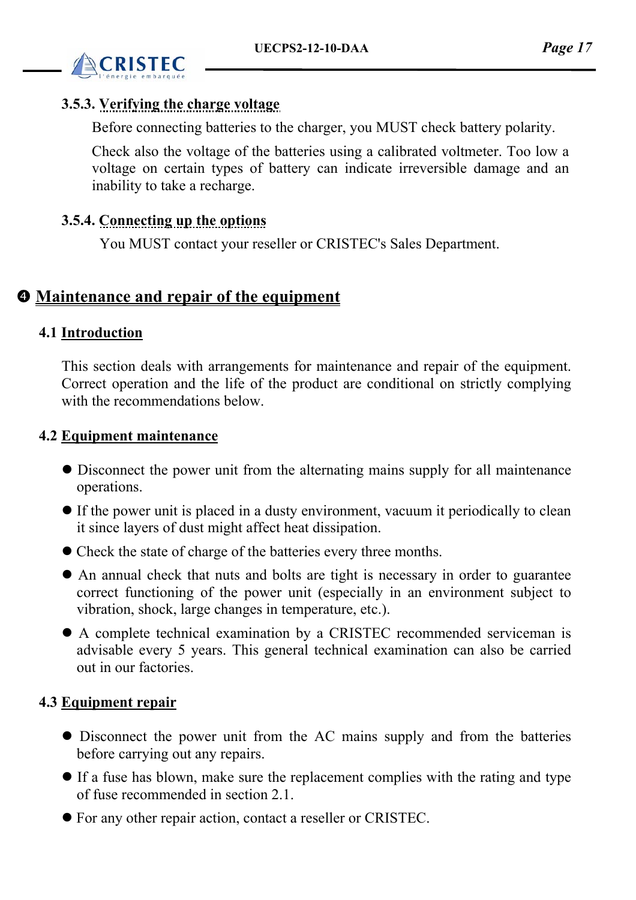### 3.5.3. Verifying the charge voltage

Before connecting batteries to the charger, you MUST check battery polarity.

Check also the voltage of the batteries using a calibrated voltmeter. Too low a voltage on certain types of battery can indicate irreversible damage and an inability to take a recharge.

### 3.5.4. Connecting up the options

You MUST contact your reseller or CRISTEC's Sales Department.

# ❹ Maintenance and repair of the equipment

## 4.1 Introduction

This section deals with arrangements for maintenance and repair of the equipment. Correct operation and the life of the product are conditional on strictly complying with the recommendations below.

## 4.2 Equipment maintenance

- Disconnect the power unit from the alternating mains supply for all maintenance operations.
- If the power unit is placed in a dusty environment, vacuum it periodically to clean it since layers of dust might affect heat dissipation.
- Check the state of charge of the batteries every three months.
- An annual check that nuts and bolts are tight is necessary in order to guarantee correct functioning of the power unit (especially in an environment subject to vibration, shock, large changes in temperature, etc.).
- A complete technical examination by a CRISTEC recommended serviceman is advisable every 5 years. This general technical examination can also be carried out in our factories.

## 4.3 Equipment repair

- Disconnect the power unit from the AC mains supply and from the batteries before carrying out any repairs.
- If a fuse has blown, make sure the replacement complies with the rating and type of fuse recommended in section 2.1.
- For any other repair action, contact a reseller or CRISTEC.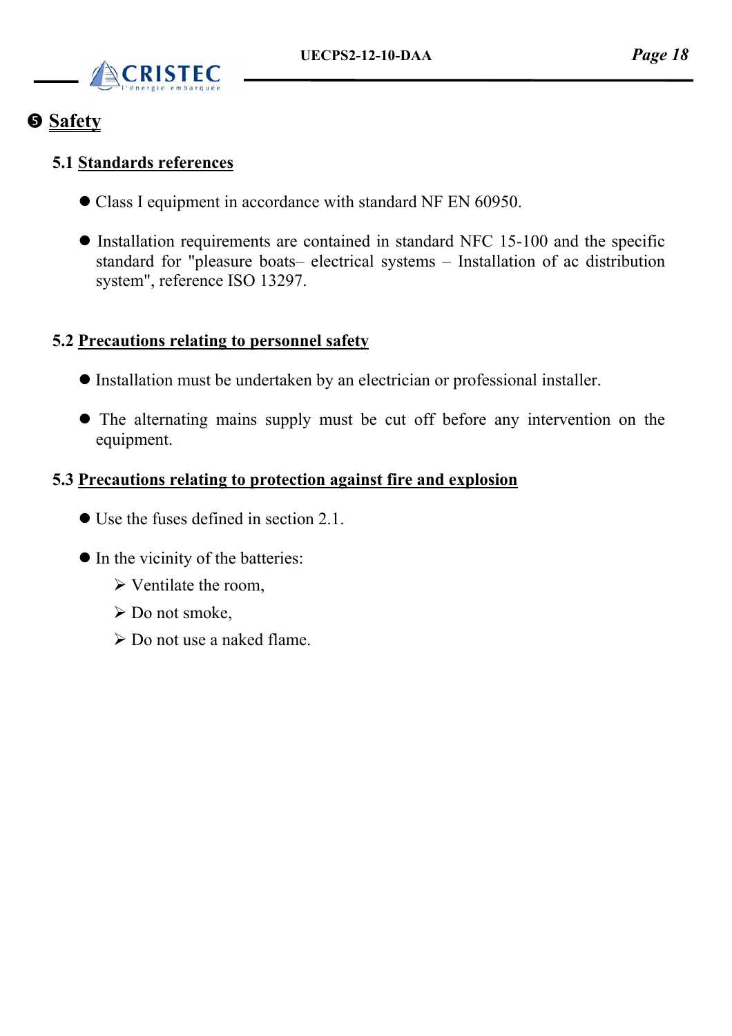# ❺ Safety

## 5.1 Standards references

- Class I equipment in accordance with standard NF EN 60950.

- Installation requirements are contained in standard NFC 15-100 and the specific standard for "pleasure boats– electrical systems – Installation of ac distribution system", reference ISO 13297.

## 5.2 Precautions relating to personnel safety

- Installation must be undertaken by an electrician or professional installer.

- The alternating mains supply must be cut off before any intervention on the equipment.

## 5.3 Precautions relating to protection against fire and explosion

- Use the fuses defined in section 2.1.

- In the vicinity of the batteries:
  - Ventilate the room,
  - Do not smoke,
  - Do not use a naked flame.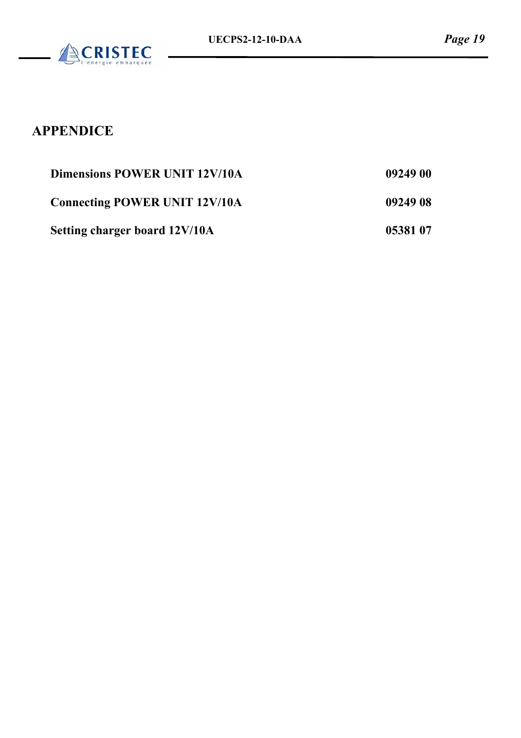# APPENDICE

| | |
|---|---|
| **Dimensions POWER UNIT 12V/10A** | **09249 00** |
| **Connecting POWER UNIT 12V/10A** | **09249 08** |
| **Setting charger board 12V/10A** | **05381 07** |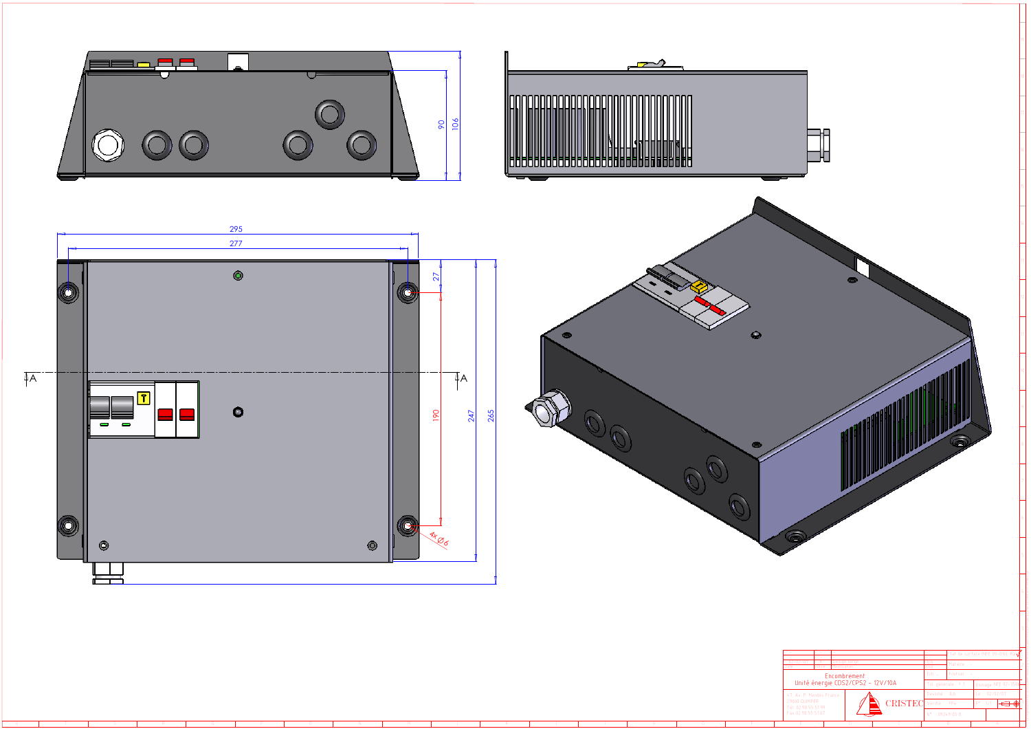Encombrement
Unité énergie CDS2/CPS2 - 12V/10A

295

277

90

106

27

190

247

265

4x Ø6

A

A

CRISTEC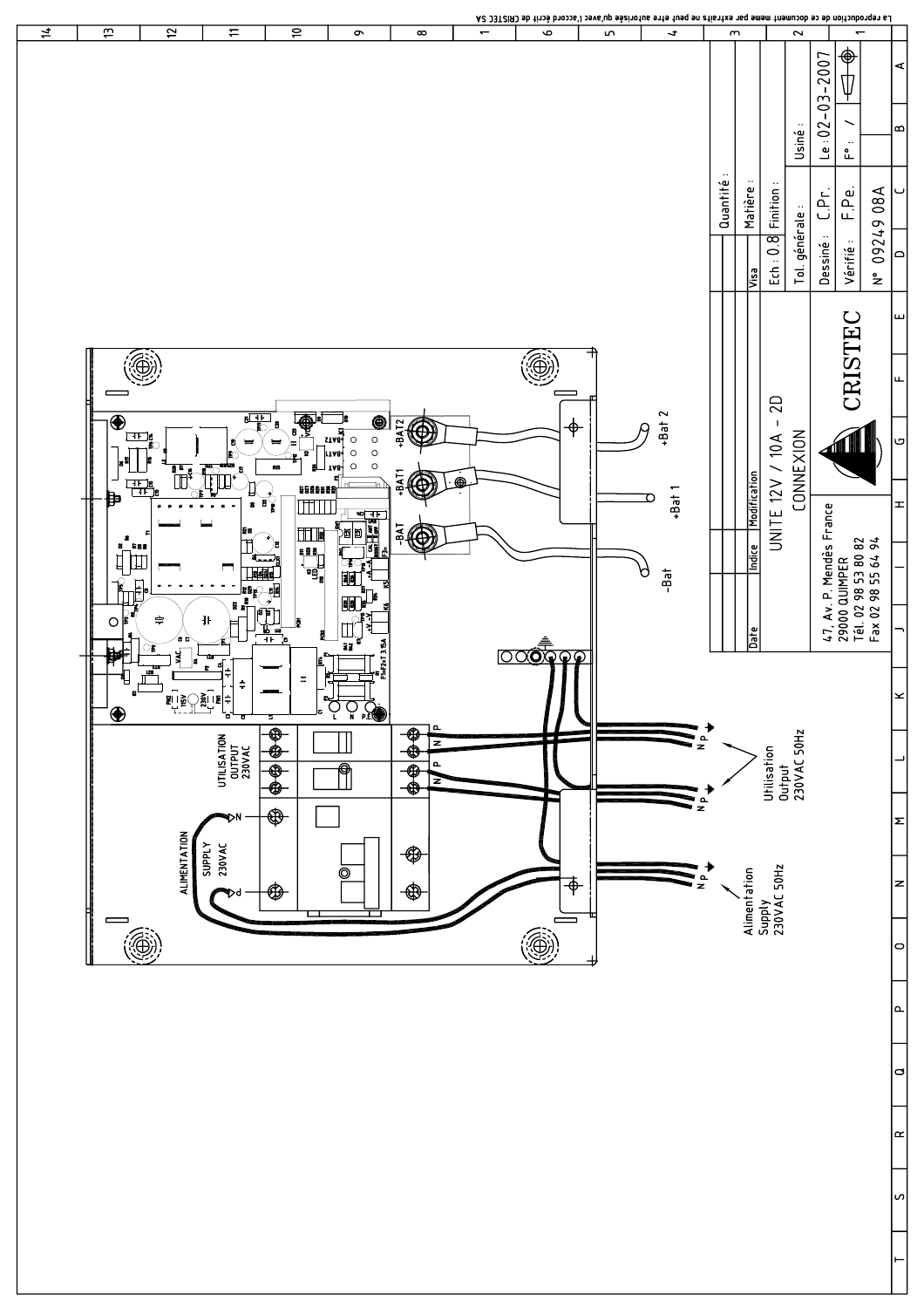La reproduction de ce document meme par extraits ne peut etre autorisée qu'avec l'accord écrit de CRISTEC SA

UTILISATION
OUTPUT
230VAC

ALIMENTATION
SUPPLY
230VAC

+BAT2

+BAT1

-BAT

+Bat 2

+Bat 1

-Bat

Utilisation
Output
230VAC 50Hz

Alimentation
Supply
230VAC 50Hz

| Date | Indice | Modification | Visa |
|---|---|---|---|
| | | | |

UNITE 12V / 10A - 2D

CONNEXION

CRISTEC

47, Av. P. Mendès France
29000 QUIMPER
Tél. 02 98 53 80 82
Fax 02 98 55 64 94

| | |
|---|---|
| Quantité : | |
| Matière : | |
| Ech : 0.8 | Finition : |
| Tol. générale : | Usiné : |
| Dessiné : C.Pr. | Le : 02-03-2007 |
| Vérifié : F.Pe. | F° : / |
| N° 09249 08A | |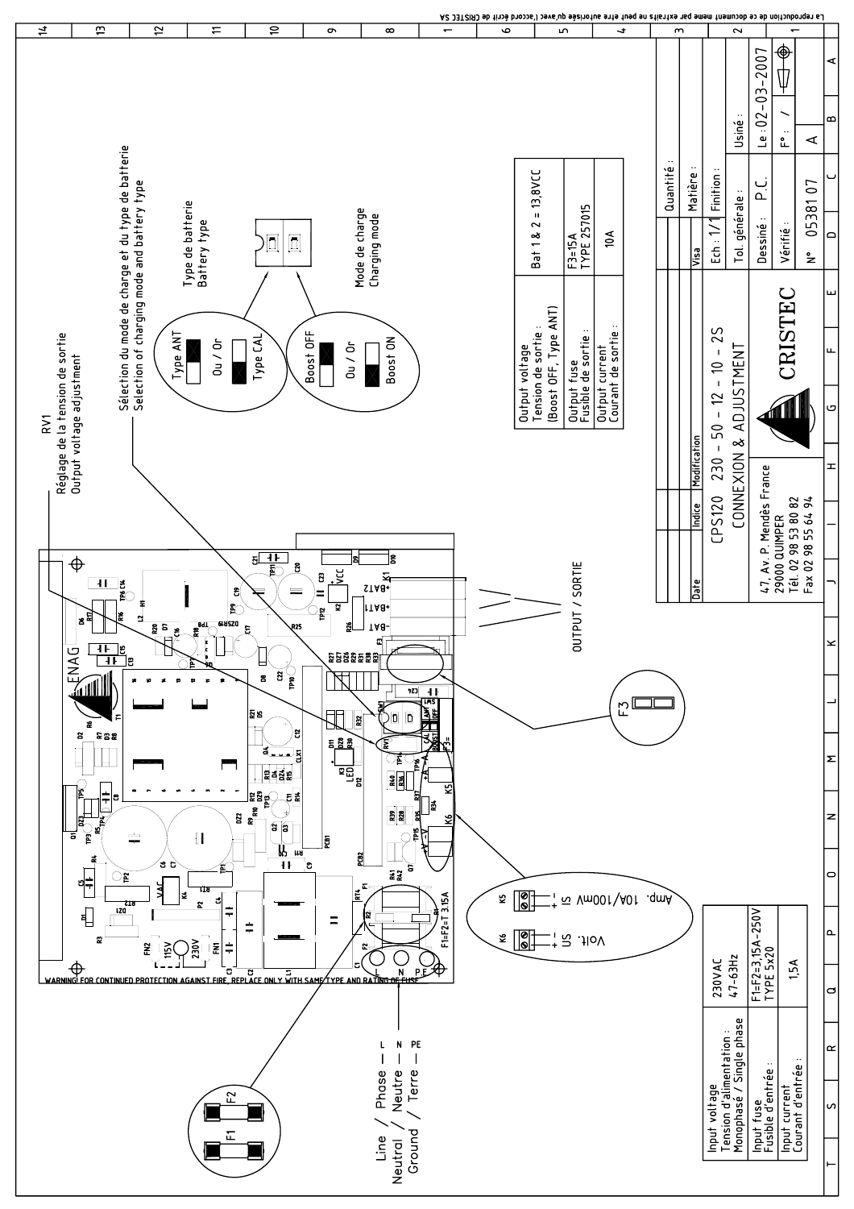La reproduction de ce document meme par extraits ne peut etre autorisée qu'avec l'accord écrit de CRISTEC SA

RV1
Réglage de la tension de sortie
Output voltage adjustment

Sélection du mode de charge et du type de batterie
Selection of charging mode and battery type

Type de batterie
Battery type

Type ANT
Ou / Or
Type CAL

Mode de charge
Charging mode

Boost OFF
Ou / Or
Boost ON

| Output voltage Tension de sortie : (Boost OFF, Type ANT) | Bat 1 & 2 = 13,8VCC |
|---|---|
| Output fuse Fusible de sortie : | F3=15A TYPE 257015 |
| Output current Courant de sortie : | 10A |

OUTPUT / SORTIE

F3

Amp. 10A/100mV IS

Volt. US

K5

K6

Line / Phase — L
Neutral / Neutre — N
Ground / Terre — PE

F1 F2

WARNING: FOR CONTINUED PROTECTION AGAINST FIRE, REPLACE ONLY WITH SAME TYPE AND RATING OF FUSE

F1=F2=T 3.15A

| Input voltage Tension d'alimentation : Monophasé / Single phase | 230VAC 47-63Hz |
|---|---|
| Input fuse Fusible d'entrée : | F1=F2=3,15A-250V TYPE 5x20 |
| Input current Courant d'entrée : | 1,5A |

| Date | Indice | Modification | Visa |
|---|---|---|---|

CPS120 230 - 50 - 12 - 10 - 2S
CONNEXION & ADJUSTMENT

CRISTEC
47, Av. P. Mendès France
29000 QUIMPER
Tél. 02 98 53 80 82
Fax 02 98 55 64 94

| Quantité : | |
|---|---|
| Matière : | |
| Ech : 1/1 | Finition : |
| Tol. générale : | Usiné : |
| Dessiné : P.C. | Le : 02-03-2007 |
| Vérifié : | F° : / |
| N° 0538107 | A |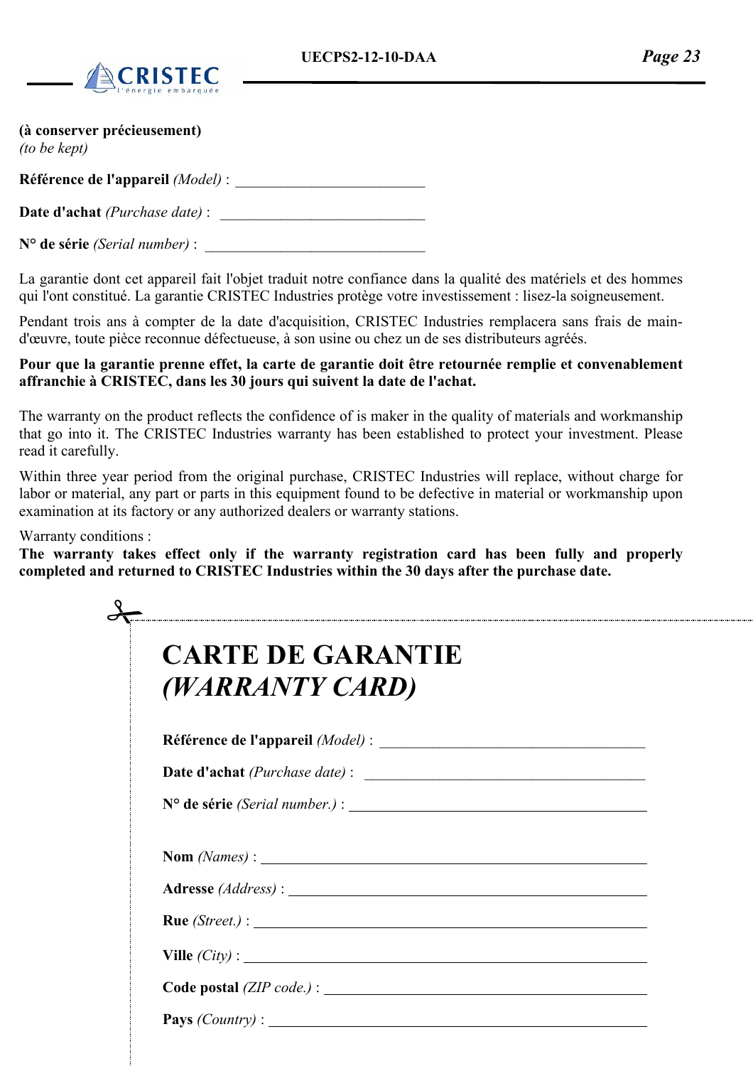**(à conserver précieusement)**
*(to be kept)*

**Référence de l'appareil** *(Model)* : ___________________________

**Date d'achat** *(Purchase date)* : _____________________________

**N° de série** *(Serial number)* : ________________________________

La garantie dont cet appareil fait l'objet traduit notre confiance dans la qualité des matériels et des hommes qui l'ont constitué. La garantie CRISTEC Industries protège votre investissement : lisez-la soigneusement.

Pendant trois ans à compter de la date d'acquisition, CRISTEC Industries remplacera sans frais de main-d'œuvre, toute pièce reconnue défectueuse, à son usine ou chez un de ses distributeurs agréés.

**Pour que la garantie prenne effet, la carte de garantie doit être retournée remplie et convenablement affranchie à CRISTEC, dans les 30 jours qui suivent la date de l'achat.**

The warranty on the product reflects the confidence of is maker in the quality of materials and workmanship that go into it. The CRISTEC Industries warranty has been established to protect your investment. Please read it carefully.

Within three year period from the original purchase, CRISTEC Industries will replace, without charge for labor or material, any part or parts in this equipment found to be defective in material or workmanship upon examination at its factory or any authorized dealers or warranty stations.

Warranty conditions :
**The warranty takes effect only if the warranty registration card has been fully and properly completed and returned to CRISTEC Industries within the 30 days after the purchase date.**

---

# CARTE DE GARANTIE
# *(WARRANTY CARD)*

**Référence de l'appareil** *(Model)* : _______________________________________

**Date d'achat** *(Purchase date)* : __________________________________________

**N° de série** *(Serial number.)* : __________________________________________

**Nom** *(Names)* : _______________________________________________________

**Adresse** *(Address)* : ___________________________________________________

**Rue** *(Street.)* : _______________________________________________________

**Ville** *(City)* : _______________________________________________________

**Code postal** *(ZIP code.)* : _____________________________________________

**Pays** *(Country)* : _____________________________________________________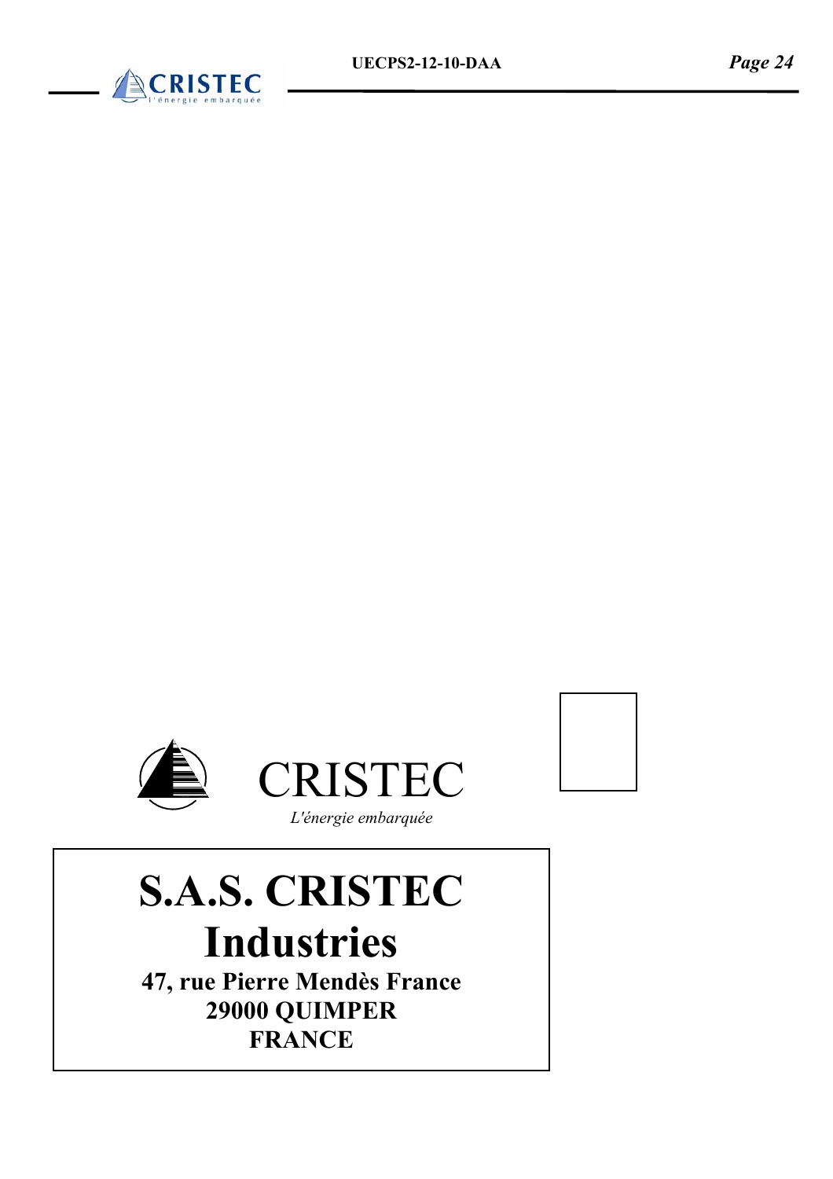CRISTEC

*L'énergie embarquée*

**S.A.S. CRISTEC Industries**

**47, rue Pierre Mendès France**
**29000 QUIMPER**
**FRANCE**